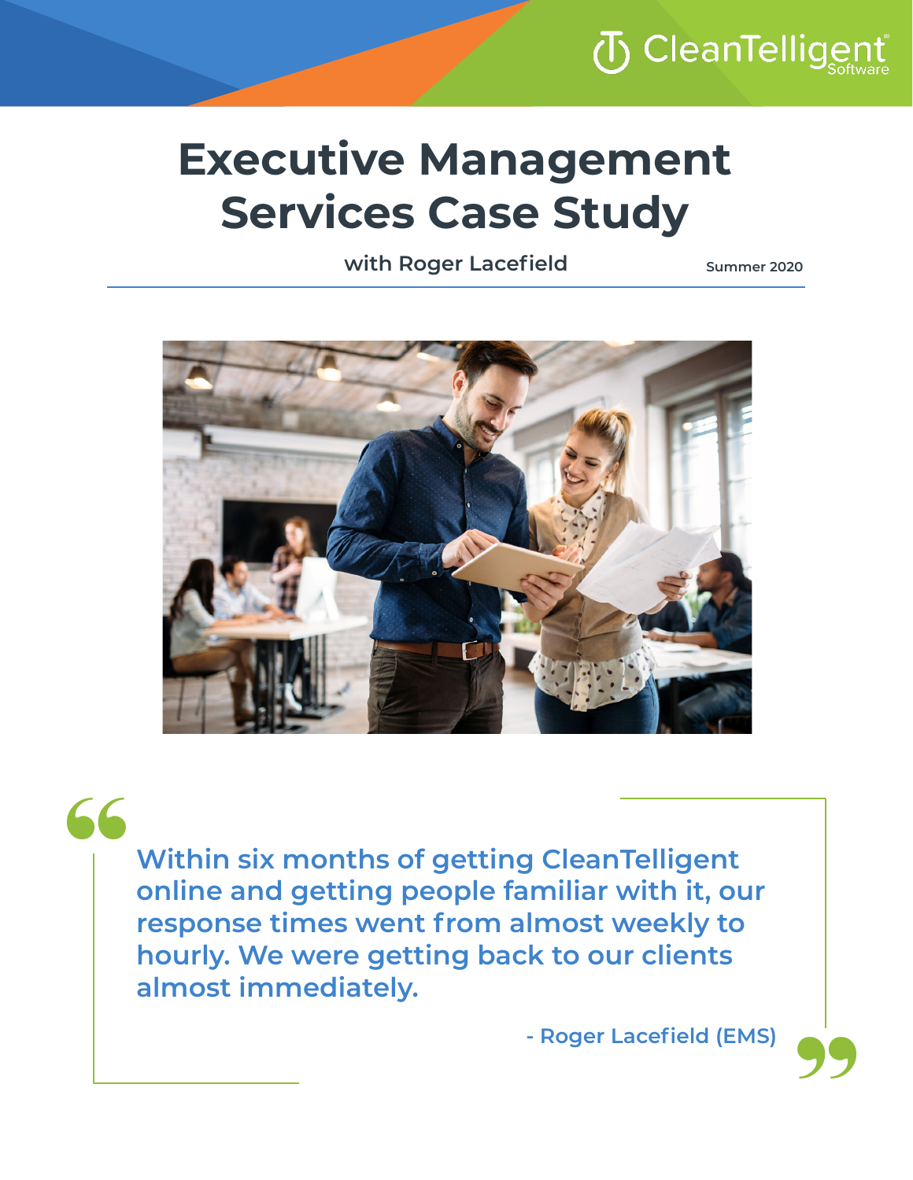# Executive Management Services Case Study

with Roger Lacefield

Summer 2020

> Within six months of getting CleanTelligent online and getting people familiar with it, our response times went from almost weekly to hourly. We were getting back to our clients almost immediately.
>
> \- Roger Lacefield (EMS)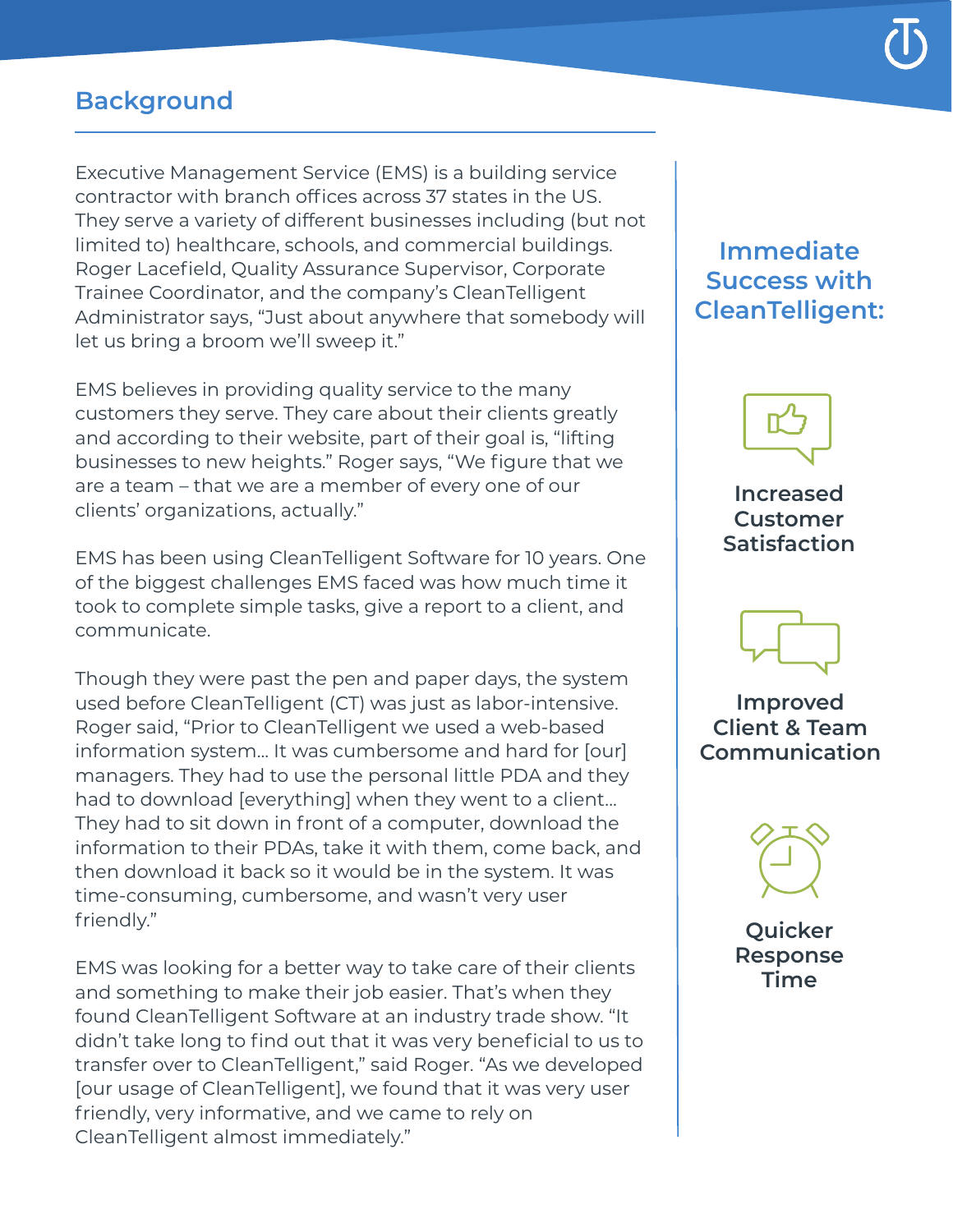## Background

Executive Management Service (EMS) is a building service contractor with branch offices across 37 states in the US. They serve a variety of different businesses including (but not limited to) healthcare, schools, and commercial buildings. Roger Lacefield, Quality Assurance Supervisor, Corporate Trainee Coordinator, and the company's CleanTelligent Administrator says, "Just about anywhere that somebody will let us bring a broom we'll sweep it."

EMS believes in providing quality service to the many customers they serve. They care about their clients greatly and according to their website, part of their goal is, "lifting businesses to new heights." Roger says, "We figure that we are a team – that we are a member of every one of our clients' organizations, actually."

EMS has been using CleanTelligent Software for 10 years. One of the biggest challenges EMS faced was how much time it took to complete simple tasks, give a report to a client, and communicate.

Though they were past the pen and paper days, the system used before CleanTelligent (CT) was just as labor-intensive. Roger said, "Prior to CleanTelligent we used a web-based information system... It was cumbersome and hard for [our] managers. They had to use the personal little PDA and they had to download [everything] when they went to a client... They had to sit down in front of a computer, download the information to their PDAs, take it with them, come back, and then download it back so it would be in the system. It was time-consuming, cumbersome, and wasn't very user friendly."

EMS was looking for a better way to take care of their clients and something to make their job easier. That's when they found CleanTelligent Software at an industry trade show. "It didn't take long to find out that it was very beneficial to us to transfer over to CleanTelligent," said Roger. "As we developed [our usage of CleanTelligent], we found that it was very user friendly, very informative, and we came to rely on CleanTelligent almost immediately."

### Immediate Success with CleanTelligent:

**Increased Customer Satisfaction**

**Improved Client & Team Communication**

**Quicker Response Time**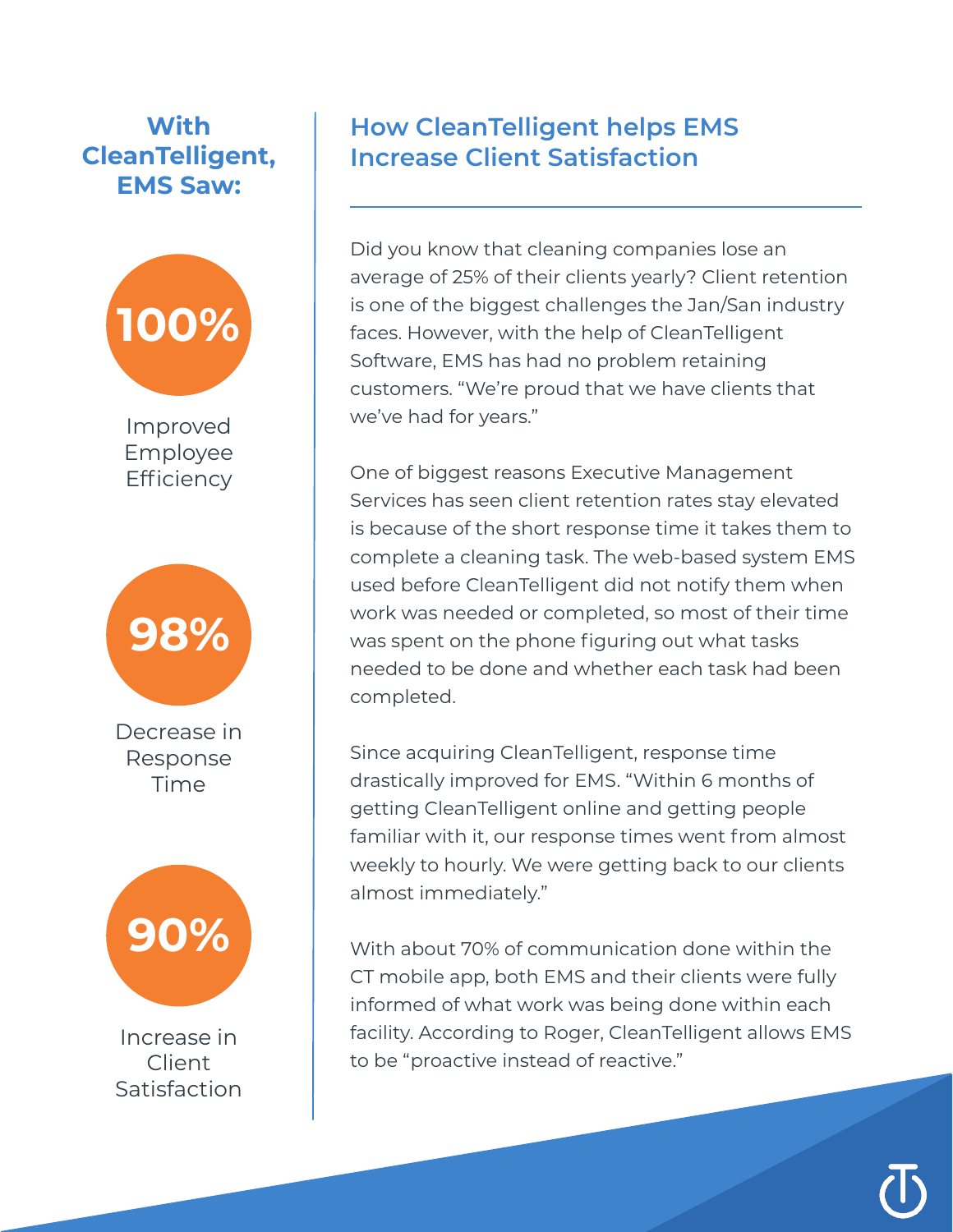## With CleanTelligent, EMS Saw:

**100%**

Improved Employee Efficiency

**98%**

Decrease in Response Time

**90%**

Increase in Client Satisfaction

## How CleanTelligent helps EMS Increase Client Satisfaction

Did you know that cleaning companies lose an average of 25% of their clients yearly? Client retention is one of the biggest challenges the Jan/San industry faces. However, with the help of CleanTelligent Software, EMS has had no problem retaining customers. "We're proud that we have clients that we've had for years."

One of biggest reasons Executive Management Services has seen client retention rates stay elevated is because of the short response time it takes them to complete a cleaning task. The web-based system EMS used before CleanTelligent did not notify them when work was needed or completed, so most of their time was spent on the phone figuring out what tasks needed to be done and whether each task had been completed.

Since acquiring CleanTelligent, response time drastically improved for EMS. "Within 6 months of getting CleanTelligent online and getting people familiar with it, our response times went from almost weekly to hourly. We were getting back to our clients almost immediately."

With about 70% of communication done within the CT mobile app, both EMS and their clients were fully informed of what work was being done within each facility. According to Roger, CleanTelligent allows EMS to be "proactive instead of reactive."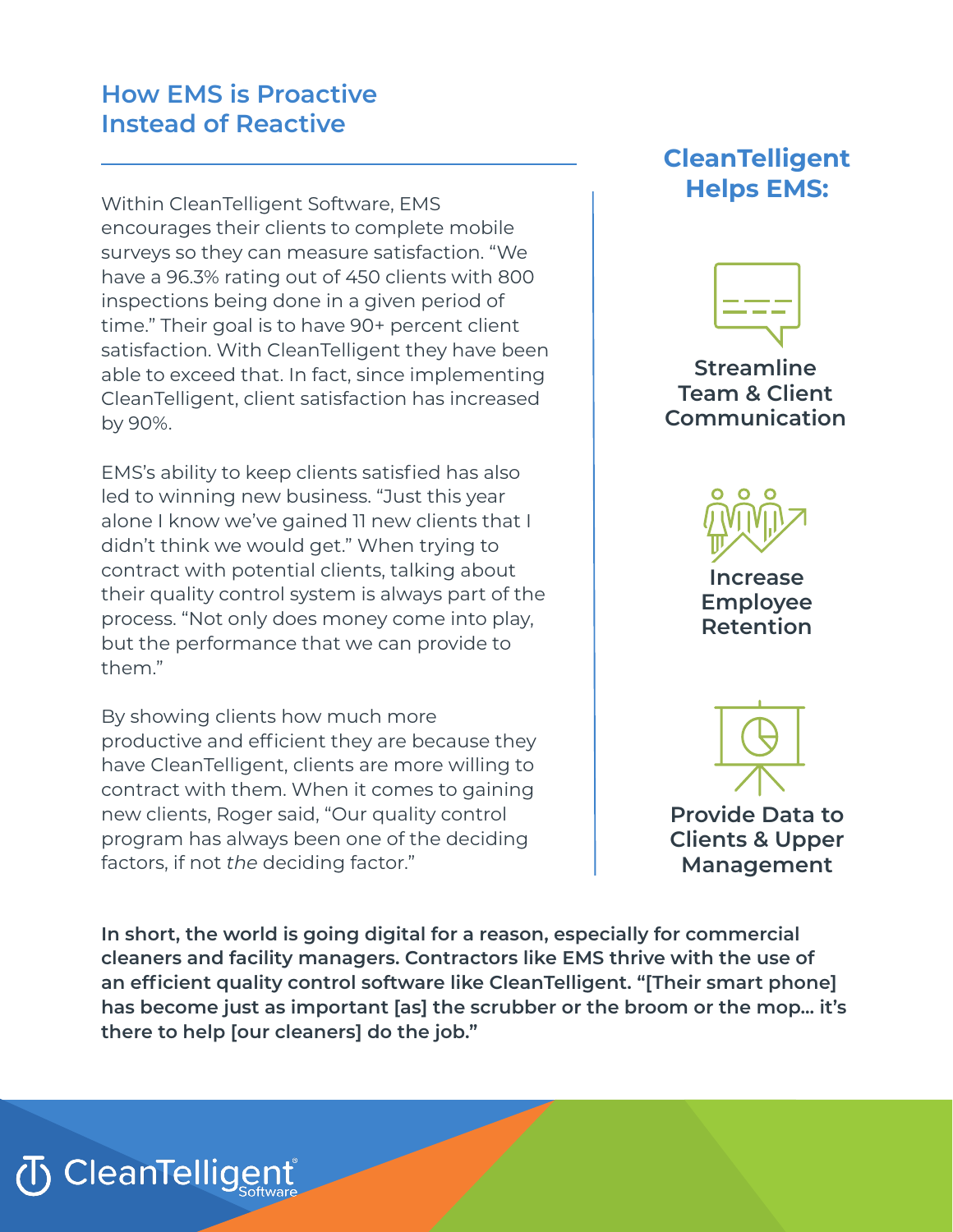## How EMS is Proactive Instead of Reactive

Within CleanTelligent Software, EMS encourages their clients to complete mobile surveys so they can measure satisfaction. "We have a 96.3% rating out of 450 clients with 800 inspections being done in a given period of time." Their goal is to have 90+ percent client satisfaction. With CleanTelligent they have been able to exceed that. In fact, since implementing CleanTelligent, client satisfaction has increased by 90%.

EMS's ability to keep clients satisfied has also led to winning new business. "Just this year alone I know we've gained 11 new clients that I didn't think we would get." When trying to contract with potential clients, talking about their quality control system is always part of the process. "Not only does money come into play, but the performance that we can provide to them."

By showing clients how much more productive and efficient they are because they have CleanTelligent, clients are more willing to contract with them. When it comes to gaining new clients, Roger said, "Our quality control program has always been one of the deciding factors, if not *the* deciding factor."

## CleanTelligent Helps EMS:

**Streamline Team & Client Communication**

**Increase Employee Retention**

**Provide Data to Clients & Upper Management**

**In short, the world is going digital for a reason, especially for commercial cleaners and facility managers. Contractors like EMS thrive with the use of an efficient quality control software like CleanTelligent. "[Their smart phone] has become just as important [as] the scrubber or the broom or the mop... it's there to help [our cleaners] do the job."**